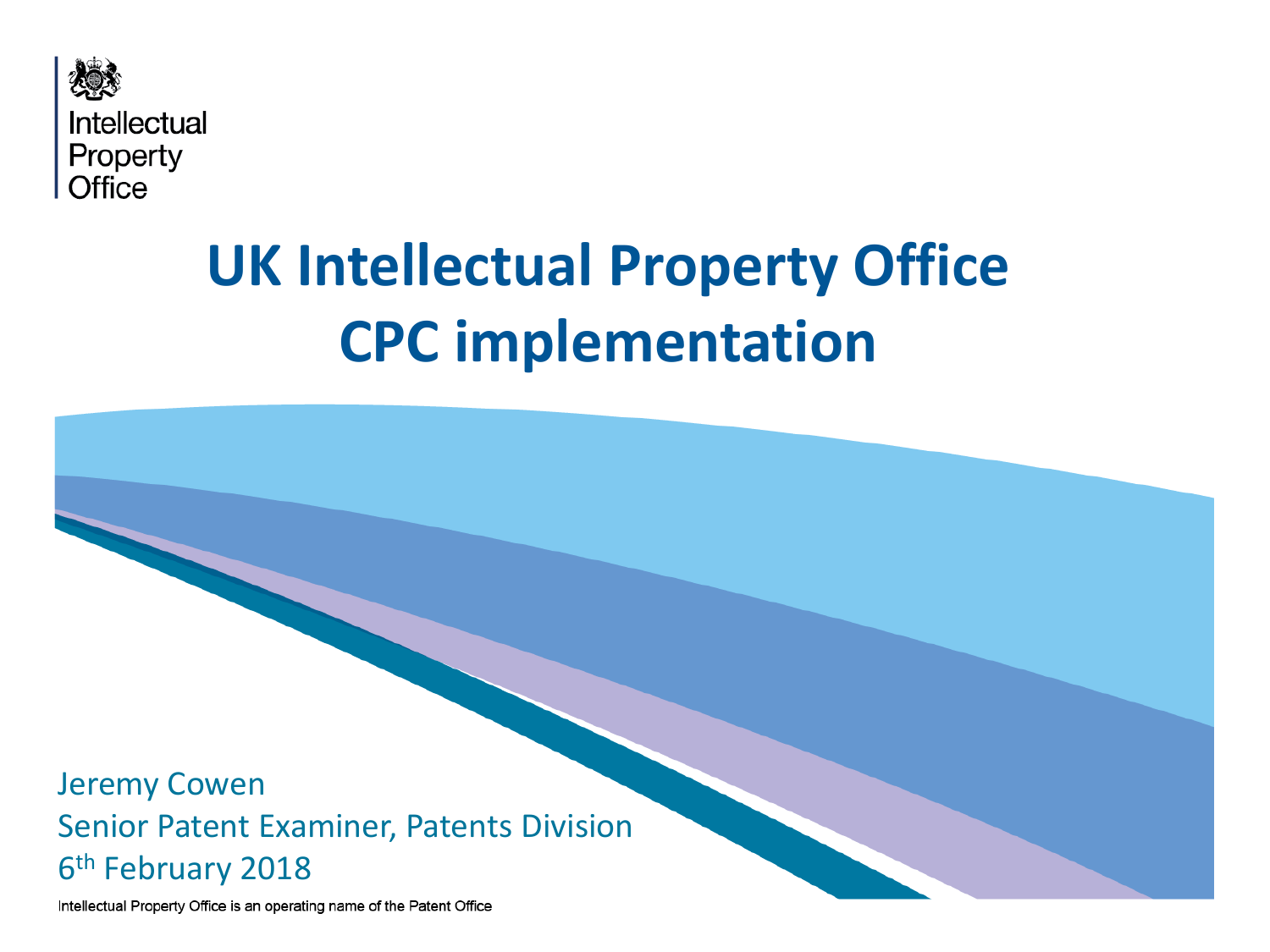Intellectual Property Office

# UK Intellectual Property Office CPC implementation

Jeremy Cowen

Senior Patent Examiner, Patents Division

6th February 2018

Intellectual Property Office is an operating name of the Patent Office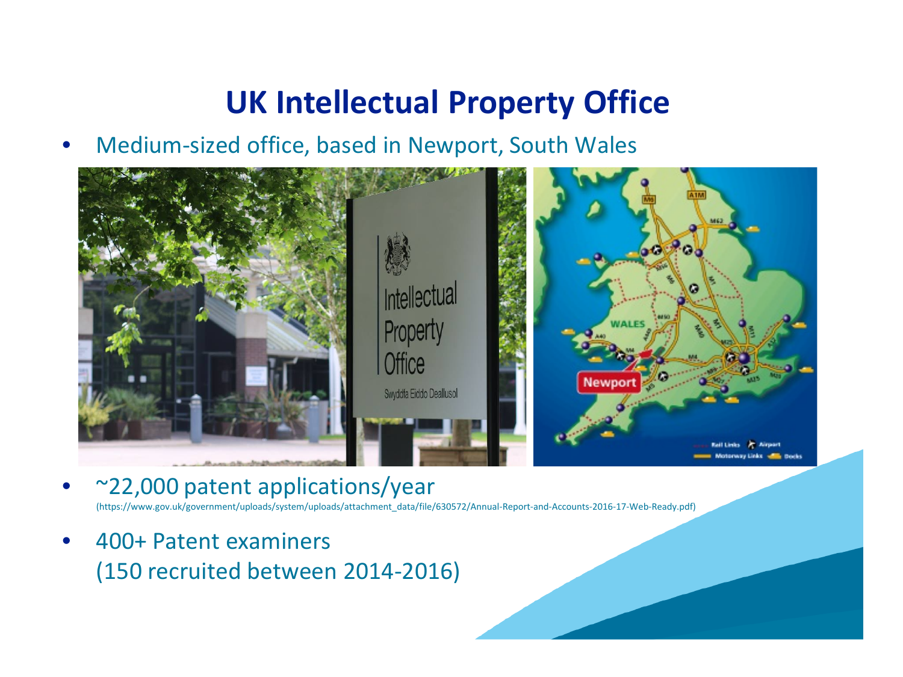# UK Intellectual Property Office

- Medium-sized office, based in Newport, South Wales
- ~22,000 patent applications/year
  (https://www.gov.uk/government/uploads/system/uploads/attachment_data/file/630572/Annual-Report-and-Accounts-2016-17-Web-Ready.pdf)
- 400+ Patent examiners
  (150 recruited between 2014-2016)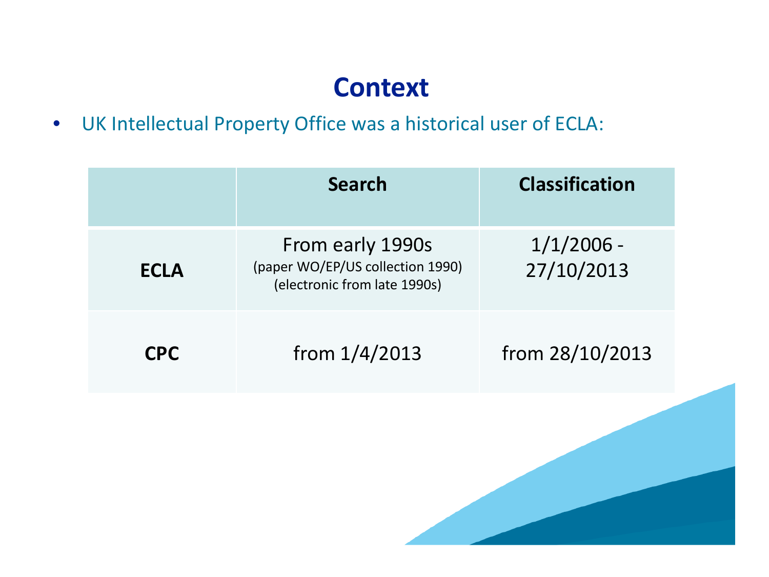# Context

- UK Intellectual Property Office was a historical user of ECLA:

| | Search | Classification |
|---|---|---|
| **ECLA** | From early 1990s (paper WO/EP/US collection 1990) (electronic from late 1990s) | 1/1/2006 - 27/10/2013 |
| **CPC** | from 1/4/2013 | from 28/10/2013 |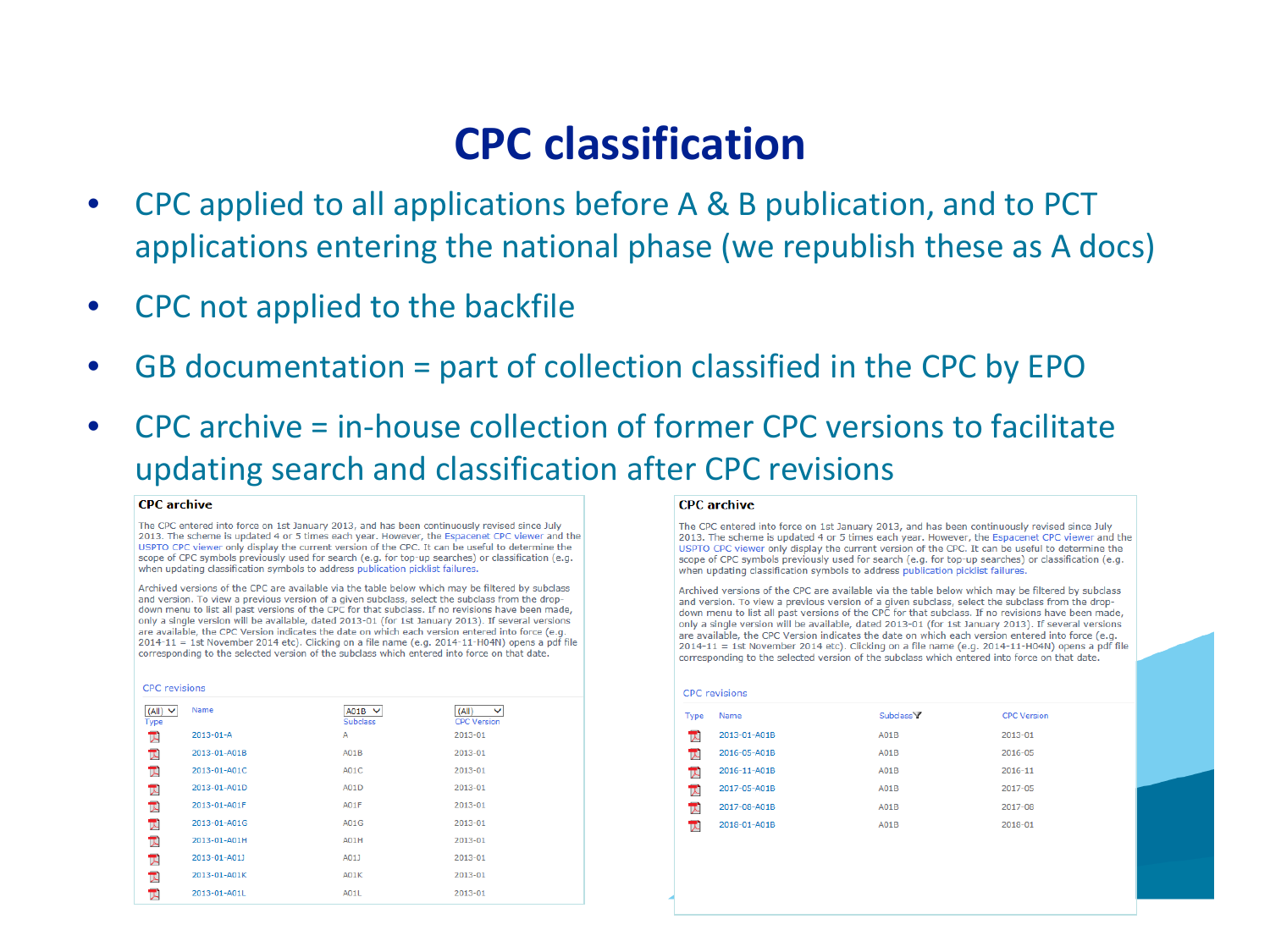# CPC classification

- CPC applied to all applications before A & B publication, and to PCT applications entering the national phase (we republish these as A docs)
- CPC not applied to the backfile
- GB documentation = part of collection classified in the CPC by EPO
- CPC archive = in-house collection of former CPC versions to facilitate updating search and classification after CPC revisions

**CPC archive**

The CPC entered into force on 1st January 2013, and has been continuously revised since July 2013. The scheme is updated 4 or 5 times each year. However, the Espacenet CPC viewer and the USPTO CPC viewer only display the current version of the CPC. It can be useful to determine the scope of CPC symbols previously used for search (e.g. for top-up searches) or classification (e.g. when updating classification symbols to address publication picklist failures.

Archived versions of the CPC are available via the table below which may be filtered by subclass and version. To view a previous version of a given subclass, select the subclass from the drop-down menu to list all past versions of the CPC for that subclass. If no revisions have been made, only a single version will be available, dated 2013-01 (for 1st January 2013). If several versions are available, the CPC Version indicates the date on which each version entered into force (e.g. 2014-11 = 1st November 2014 etc). Clicking on a file name (e.g. 2014-11-H04N) opens a pdf file corresponding to the selected version of the subclass which entered into force on that date.

CPC revisions

| Type (All) | Name | Subclass A01B | CPC Version (All) |
|---|---|---|---|
| | 2013-01-A | A | 2013-01 |
| | 2013-01-A01B | A01B | 2013-01 |
| | 2013-01-A01C | A01C | 2013-01 |
| | 2013-01-A01D | A01D | 2013-01 |
| | 2013-01-A01F | A01F | 2013-01 |
| | 2013-01-A01G | A01G | 2013-01 |
| | 2013-01-A01H | A01H | 2013-01 |
| | 2013-01-A01J | A01J | 2013-01 |
| | 2013-01-A01K | A01K | 2013-01 |
| | 2013-01-A01L | A01L | 2013-01 |

**CPC archive**

The CPC entered into force on 1st January 2013, and has been continuously revised since July 2013. The scheme is updated 4 or 5 times each year. However, the Espacenet CPC viewer and the USPTO CPC viewer only display the current version of the CPC. It can be useful to determine the scope of CPC symbols previously used for search (e.g. for top-up searches) or classification (e.g. when updating classification symbols to address publication picklist failures.

Archived versions of the CPC are available via the table below which may be filtered by subclass and version. To view a previous version of a given subclass, select the subclass from the drop-down menu to list all past versions of the CPC for that subclass. If no revisions have been made, only a single version will be available, dated 2013-01 (for 1st January 2013). If several versions are available, the CPC Version indicates the date on which each version entered into force (e.g. 2014-11 = 1st November 2014 etc). Clicking on a file name (e.g. 2014-11-H04N) opens a pdf file corresponding to the selected version of the subclass which entered into force on that date.

CPC revisions

| Type | Name | Subclass | CPC Version |
|---|---|---|---|
| | 2013-01-A01B | A01B | 2013-01 |
| | 2016-05-A01B | A01B | 2016-05 |
| | 2016-11-A01B | A01B | 2016-11 |
| | 2017-05-A01B | A01B | 2017-05 |
| | 2017-08-A01B | A01B | 2017-08 |
| | 2018-01-A01B | A01B | 2018-01 |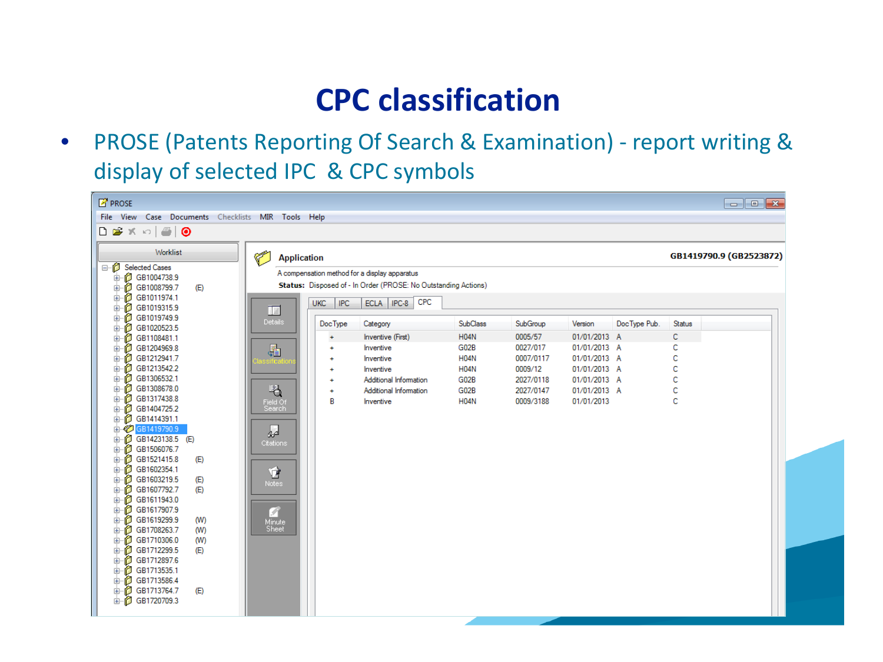# CPC classification

- PROSE (Patents Reporting Of Search & Examination) - report writing & display of selected IPC & CPC symbols

PROSE

File View Case Documents Checklists MIR Tools Help

Worklist

Selected Cases
- GB1004738.9
- GB1008799.7 (E)
- GB1011974.1
- GB1019315.9
- GB1019749.9
- GB1020523.5
- GB1108481.1
- GB1204969.8
- GB1212941.7
- GB1213542.2
- GB1306532.1
- GB1308678.0
- GB1317438.8
- GB1404725.2
- GB1414391.1
- GB1419790.9
- GB1423138.5 (E)
- GB1506076.7
- GB1521415.8 (E)
- GB1602354.1
- GB1603219.5 (E)
- GB1607792.7 (E)
- GB1611943.0
- GB1617907.9
- GB1619299.9 (W)
- GB1708263.7 (W)
- GB1710306.0 (W)
- GB1712299.5 (E)
- GB1712897.6
- GB1713535.1
- GB1713586.4
- GB1713764.7 (E)
- GB1720709.3

**Application** — GB1419790.9 (GB2523872)

A compensation method for a display apparatus

**Status:** Disposed of - In Order (PROSE: No Outstanding Actions)

Details | Classifications | Field Of Search | Citations | Notes | Minute Sheet

UKC | IPC | ECLA | IPC-8 | CPC

| DocType | Category | SubClass | SubGroup | Version | DocType Pub. | Status |
|---|---|---|---|---|---|---|
| + | Inventive (First) | H04N | 0005/57 | 01/01/2013 | A | C |
| + | Inventive | G02B | 0027/017 | 01/01/2013 | A | C |
| + | Inventive | H04N | 0007/0117 | 01/01/2013 | A | C |
| + | Inventive | H04N | 0009/12 | 01/01/2013 | A | C |
| + | Additional Information | G02B | 2027/0118 | 01/01/2013 | A | C |
| + | Additional Information | G02B | 2027/0147 | 01/01/2013 | A | C |
| B | Inventive | H04N | 0009/3188 | 01/01/2013 | | C |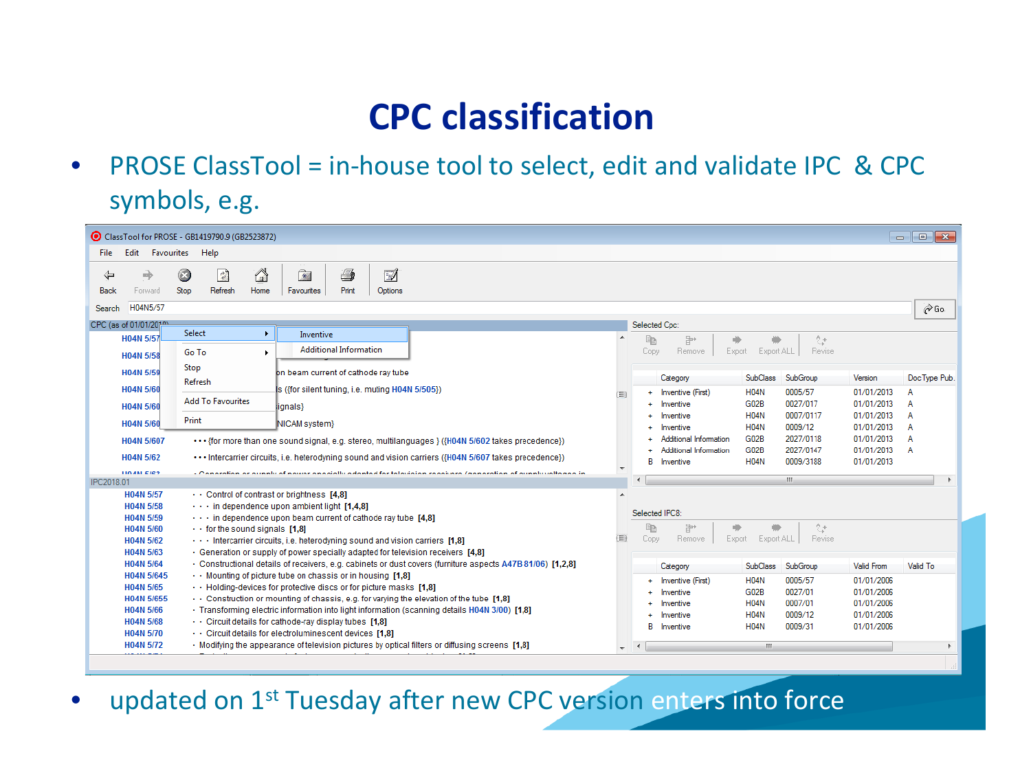# CPC classification

- PROSE ClassTool = in-house tool to select, edit and validate IPC & CPC symbols, e.g.

ClassTool for PROSE - GB1419790.9 (GB2523872)

File Edit Favourites Help

Back Forward Stop Refresh Home Favourites Print Options

Search H04N5/57 Go

CPC (as of 01/01/2018)

| | |
|---|---|
| H04N 5/57 | |
| H04N 5/58 | |
| H04N 5/59 | on beam current of cathode ray tube |
| H04N 5/60 | ls ({for silent tuning, i.e. muting H04N 5/505}) |
| H04N 5/60 | ignals} |
| H04N 5/60 | NICAM system} |
| H04N 5/607 | • • • {for more than one sound signal, e.g. stereo, multilanguages } ({H04N 5/602 takes precedence}) |
| H04N 5/62 | • • • Intercarrier circuits, i.e. heterodyning sound and vision carriers ({H04N 5/607 takes precedence}) |

Select ▸ Inventive / Additional Information
Go To ▸
Stop
Refresh
Add To Favourites
Print

IPC2018.01

| | |
|---|---|
| H04N 5/57 | • • Control of contrast or brightness [4,8] |
| H04N 5/58 | • • • in dependence upon ambient light [1,4,8] |
| H04N 5/59 | • • • in dependence upon beam current of cathode ray tube [4,8] |
| H04N 5/60 | • • for the sound signals [1,8] |
| H04N 5/62 | • • • Intercarrier circuits, i.e. heterodyning sound and vision carriers [1,8] |
| H04N 5/63 | • Generation or supply of power specially adapted for television receivers [4,8] |
| H04N 5/64 | • Constructional details of receivers, e.g. cabinets or dust covers (furniture aspects A47B 81/06) [1,2,8] |
| H04N 5/645 | • • Mounting of picture tube on chassis or in housing [1,8] |
| H04N 5/65 | • • Holding-devices for protective discs or for picture masks [1,8] |
| H04N 5/655 | • • Construction or mounting of chassis, e.g. for varying the elevation of the tube [1,8] |
| H04N 5/66 | • Transforming electric information into light information (scanning details H04N 3/00) [1,8] |
| H04N 5/68 | • • Circuit details for cathode-ray display tubes [1,8] |
| H04N 5/70 | • • Circuit details for electroluminescent devices [1,8] |
| H04N 5/72 | • Modifying the appearance of television pictures by optical filters or diffusing screens [1,8] |

Selected Cpc:

Copy Remove Export Export ALL Revise

| | Category | SubClass | SubGroup | Version | DocType Pub. |
|---|---|---|---|---|---|
| + | Inventive (First) | H04N | 0005/57 | 01/01/2013 | A |
| + | Inventive | G02B | 0027/017 | 01/01/2013 | A |
| + | Inventive | H04N | 0007/0117 | 01/01/2013 | A |
| + | Inventive | H04N | 0009/12 | 01/01/2013 | A |
| + | Additional Information | G02B | 2027/0118 | 01/01/2013 | A |
| + | Additional Information | G02B | 2027/0147 | 01/01/2013 | A |
| B | Inventive | H04N | 0009/3188 | 01/01/2013 | |

Selected IPC8:

Copy Remove Export Export ALL Revise

| | Category | SubClass | SubGroup | Valid From | Valid To |
|---|---|---|---|---|---|
| + | Inventive (First) | H04N | 0005/57 | 01/01/2006 | |
| + | Inventive | G02B | 0027/01 | 01/01/2006 | |
| + | Inventive | H04N | 0007/01 | 01/01/2006 | |
| + | Inventive | H04N | 0009/12 | 01/01/2006 | |
| B | Inventive | H04N | 0009/31 | 01/01/2006 | |

- updated on 1st Tuesday after new CPC version enters into force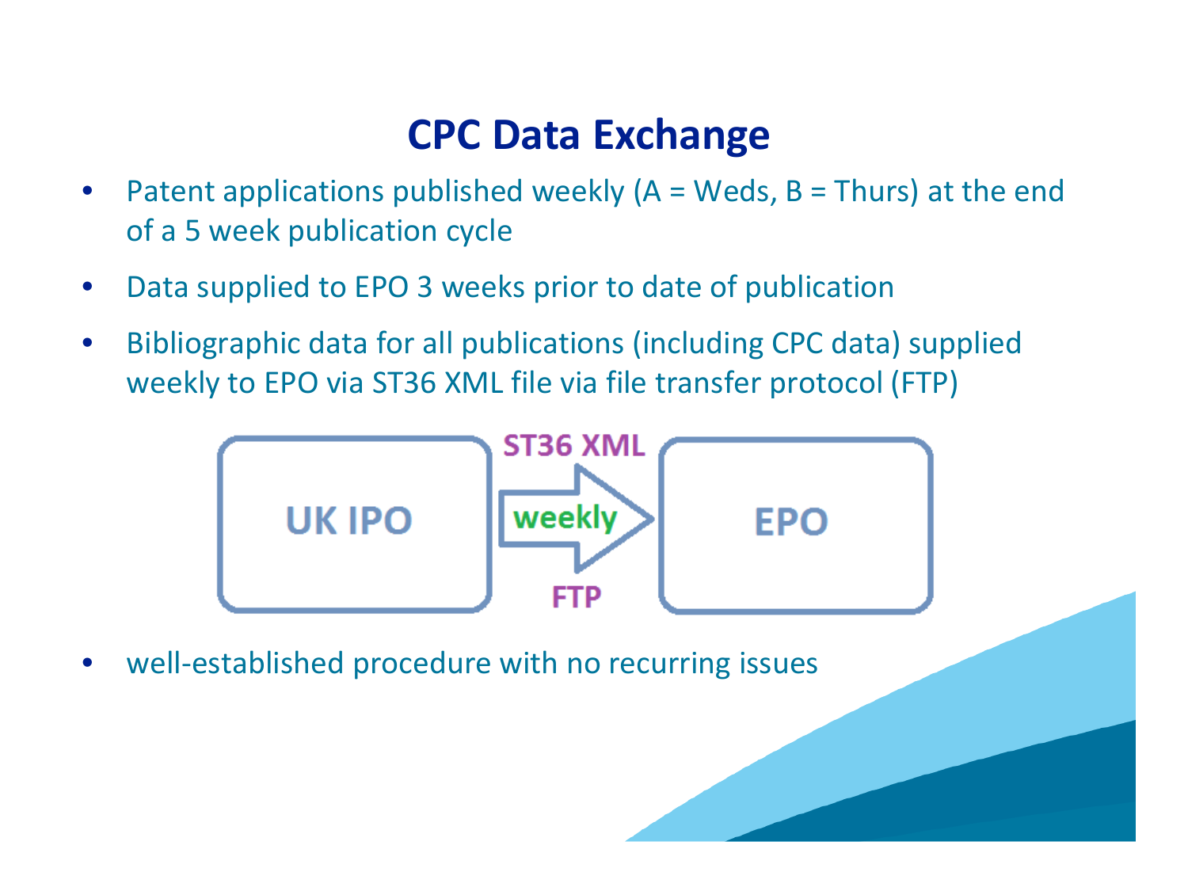# CPC Data Exchange

- Patent applications published weekly (A = Weds, B = Thurs) at the end of a 5 week publication cycle
- Data supplied to EPO 3 weeks prior to date of publication
- Bibliographic data for all publications (including CPC data) supplied weekly to EPO via ST36 XML file via file transfer protocol (FTP)

UK IPO → (ST36 XML, weekly, FTP) → EPO

- well-established procedure with no recurring issues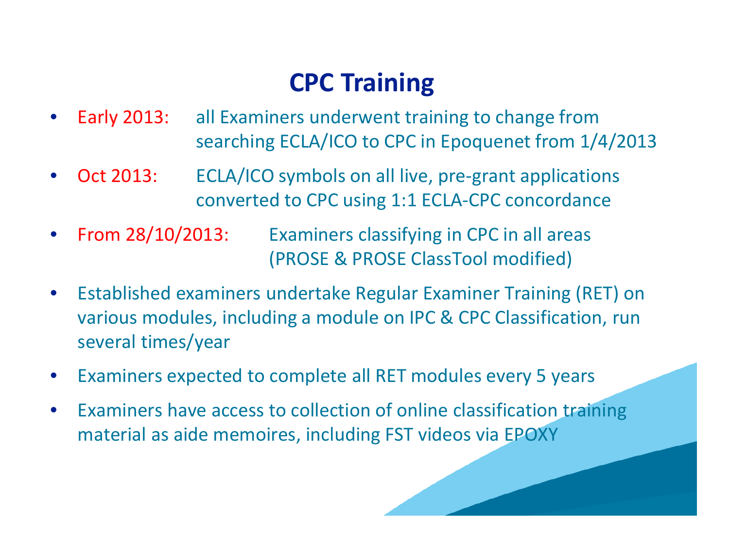# CPC Training

- Early 2013: all Examiners underwent training to change from searching ECLA/ICO to CPC in Epoquenet from 1/4/2013
- Oct 2013: ECLA/ICO symbols on all live, pre-grant applications converted to CPC using 1:1 ECLA-CPC concordance
- From 28/10/2013: Examiners classifying in CPC in all areas (PROSE & PROSE ClassTool modified)
- Established examiners undertake Regular Examiner Training (RET) on various modules, including a module on IPC & CPC Classification, run several times/year
- Examiners expected to complete all RET modules every 5 years
- Examiners have access to collection of online classification training material as aide memoires, including FST videos via EPOXY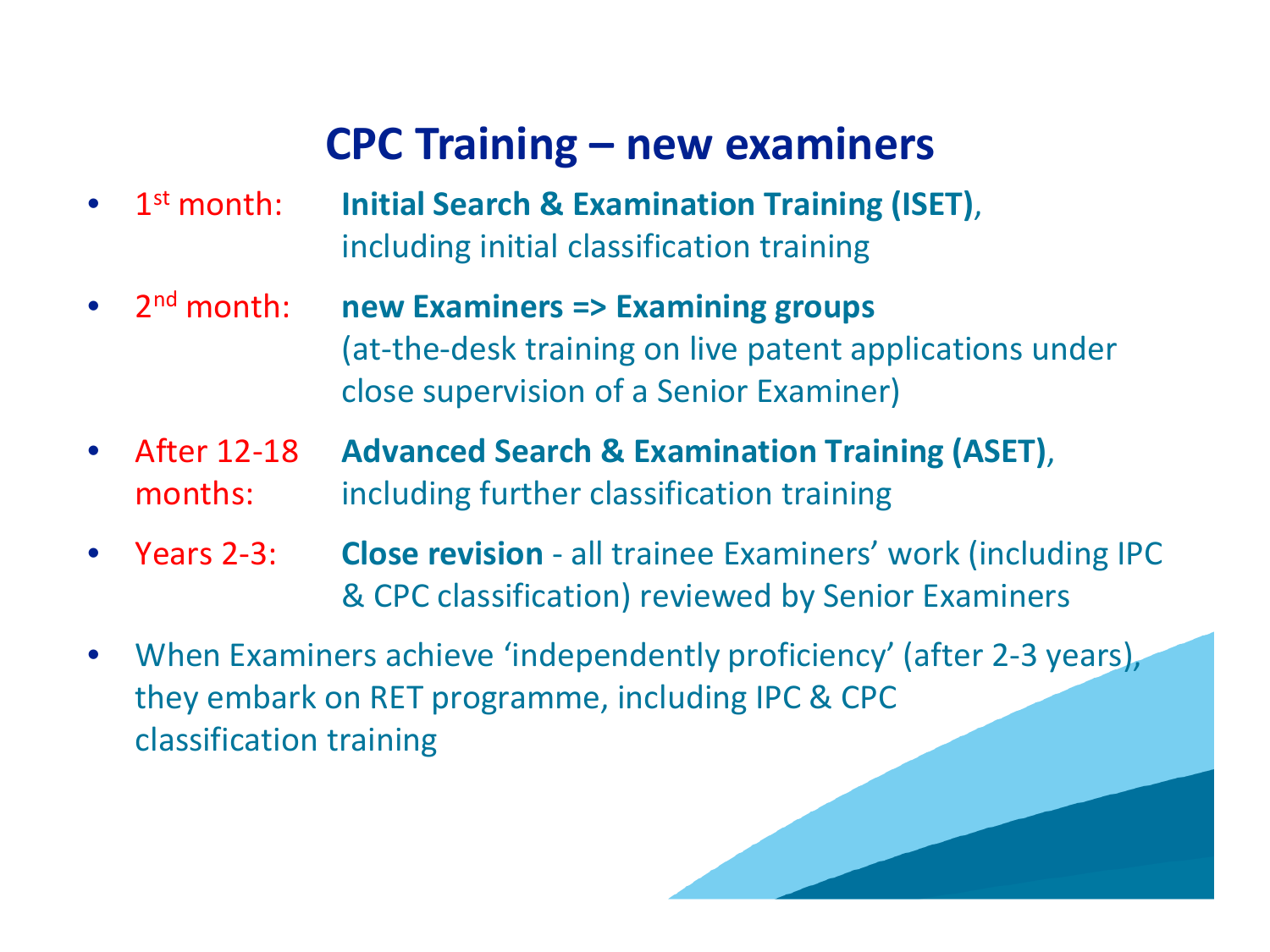# CPC Training – new examiners

- 1st month: **Initial Search & Examination Training (ISET)**, including initial classification training
- 2nd month: **new Examiners => Examining groups** (at-the-desk training on live patent applications under close supervision of a Senior Examiner)
- After 12-18 months: **Advanced Search & Examination Training (ASET)**, including further classification training
- Years 2-3: **Close revision** - all trainee Examiners' work (including IPC & CPC classification) reviewed by Senior Examiners
- When Examiners achieve 'independently proficiency' (after 2-3 years), they embark on RET programme, including IPC & CPC classification training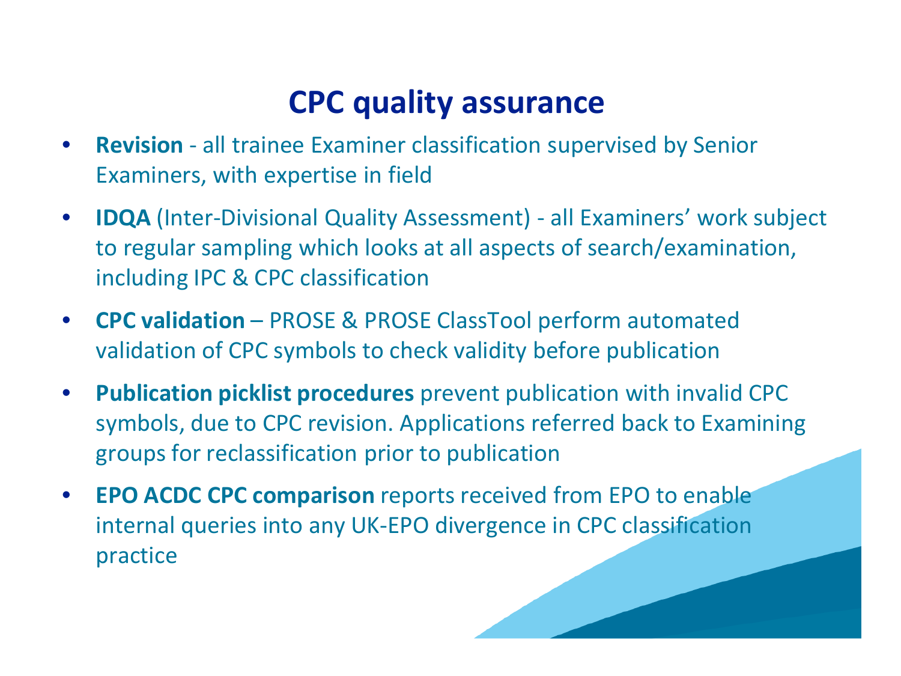# CPC quality assurance

- **Revision** - all trainee Examiner classification supervised by Senior Examiners, with expertise in field
- **IDQA** (Inter-Divisional Quality Assessment) - all Examiners' work subject to regular sampling which looks at all aspects of search/examination, including IPC & CPC classification
- **CPC validation** – PROSE & PROSE ClassTool perform automated validation of CPC symbols to check validity before publication
- **Publication picklist procedures** prevent publication with invalid CPC symbols, due to CPC revision. Applications referred back to Examining groups for reclassification prior to publication
- **EPO ACDC CPC comparison** reports received from EPO to enable internal queries into any UK-EPO divergence in CPC classification practice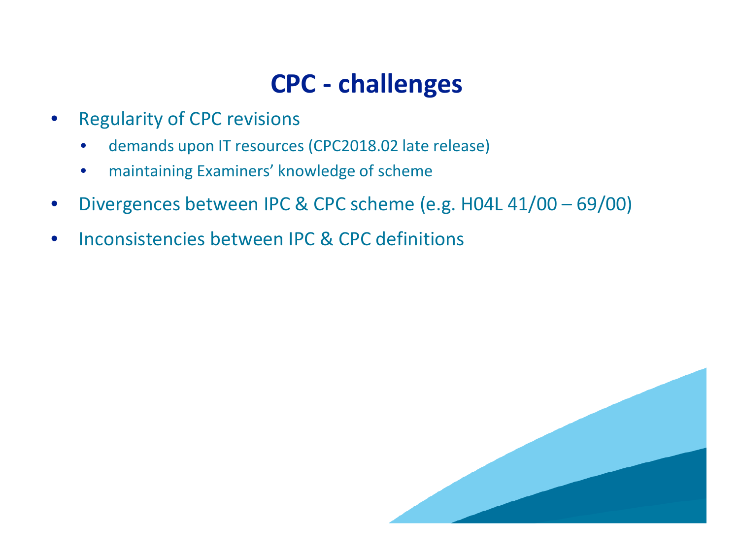# CPC - challenges

- Regularity of CPC revisions
  - demands upon IT resources (CPC2018.02 late release)
  - maintaining Examiners' knowledge of scheme
- Divergences between IPC & CPC scheme (e.g. H04L 41/00 – 69/00)
- Inconsistencies between IPC & CPC definitions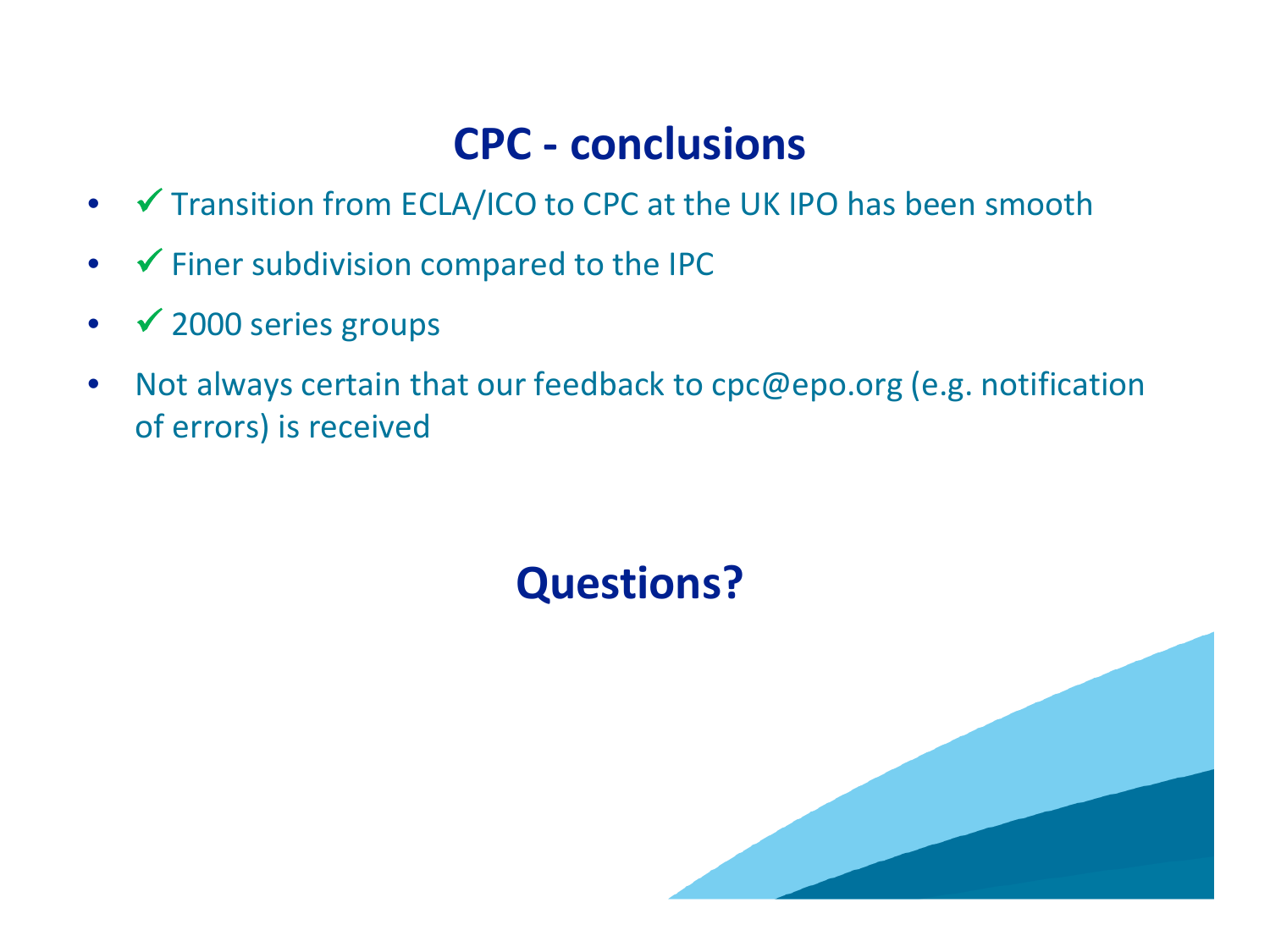# CPC - conclusions

- ✓ Transition from ECLA/ICO to CPC at the UK IPO has been smooth
- ✓ Finer subdivision compared to the IPC
- ✓ 2000 series groups
- Not always certain that our feedback to cpc@epo.org (e.g. notification of errors) is received

## Questions?